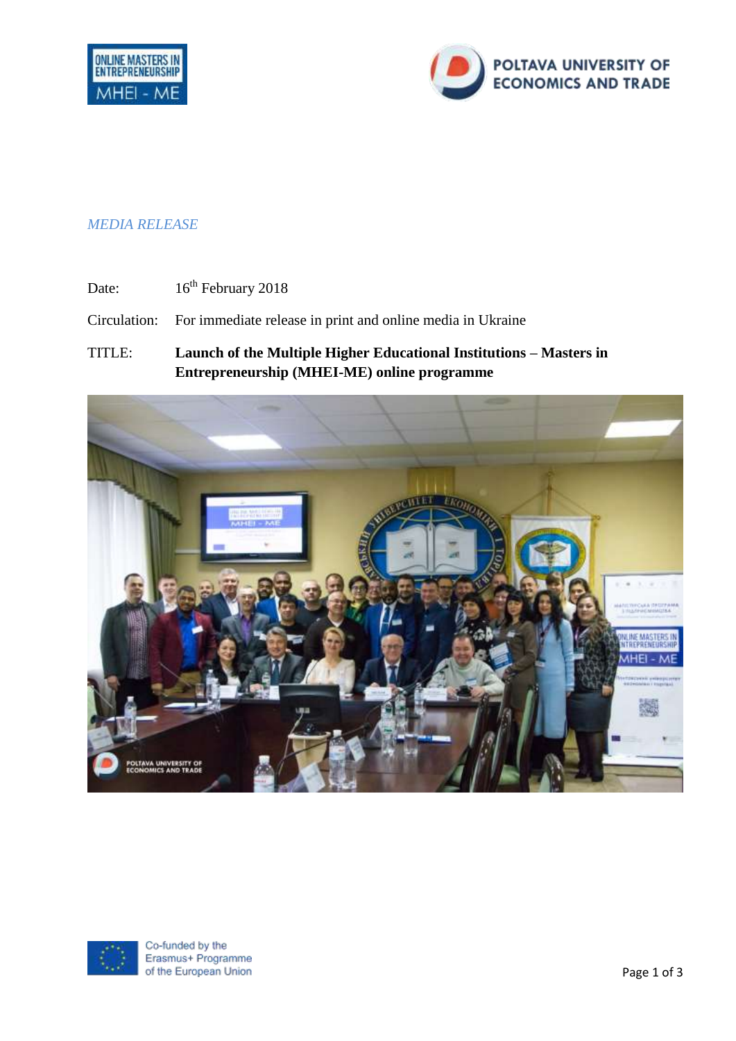*MEDIA RELEASE*

Date: 16th February 2018

Circulation: For immediate release in print and online media in Ukraine

TITLE: **Launch of the Multiple Higher Educational Institutions – Masters in Entrepreneurship (MHEI-ME) online programme**

Co-funded by the Erasmus+ Programme of the European Union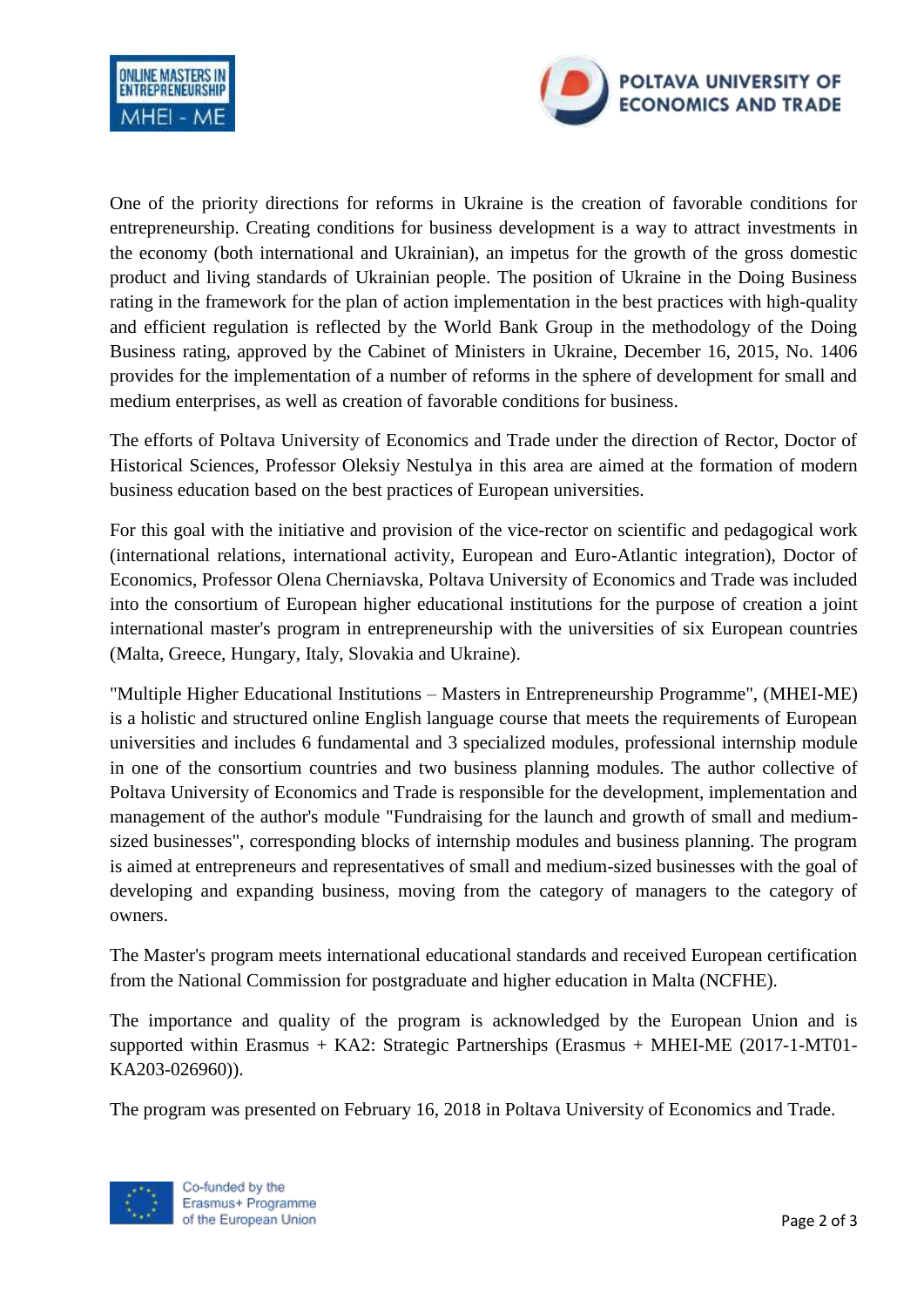One of the priority directions for reforms in Ukraine is the creation of favorable conditions for entrepreneurship. Creating conditions for business development is a way to attract investments in the economy (both international and Ukrainian), an impetus for the growth of the gross domestic product and living standards of Ukrainian people. The position of Ukraine in the Doing Business rating in the framework for the plan of action implementation in the best practices with high-quality and efficient regulation is reflected by the World Bank Group in the methodology of the Doing Business rating, approved by the Cabinet of Ministers in Ukraine, December 16, 2015, No. 1406 provides for the implementation of a number of reforms in the sphere of development for small and medium enterprises, as well as creation of favorable conditions for business.

The efforts of Poltava University of Economics and Trade under the direction of Rector, Doctor of Historical Sciences, Professor Oleksiy Nestulya in this area are aimed at the formation of modern business education based on the best practices of European universities.

For this goal with the initiative and provision of the vice-rector on scientific and pedagogical work (international relations, international activity, European and Euro-Atlantic integration), Doctor of Economics, Professor Olena Cherniavska, Poltava University of Economics and Trade was included into the consortium of European higher educational institutions for the purpose of creation a joint international master's program in entrepreneurship with the universities of six European countries (Malta, Greece, Hungary, Italy, Slovakia and Ukraine).

"Multiple Higher Educational Institutions – Masters in Entrepreneurship Programme", (MHEI-ME) is a holistic and structured online English language course that meets the requirements of European universities and includes 6 fundamental and 3 specialized modules, professional internship module in one of the consortium countries and two business planning modules. The author collective of Poltava University of Economics and Trade is responsible for the development, implementation and management of the author's module "Fundraising for the launch and growth of small and medium-sized businesses", corresponding blocks of internship modules and business planning. The program is aimed at entrepreneurs and representatives of small and medium-sized businesses with the goal of developing and expanding business, moving from the category of managers to the category of owners.

The Master's program meets international educational standards and received European certification from the National Commission for postgraduate and higher education in Malta (NCFHE).

The importance and quality of the program is acknowledged by the European Union and is supported within Erasmus + KA2: Strategic Partnerships (Erasmus + MHEI-ME (2017-1-MT01-KA203-026960)).

The program was presented on February 16, 2018 in Poltava University of Economics and Trade.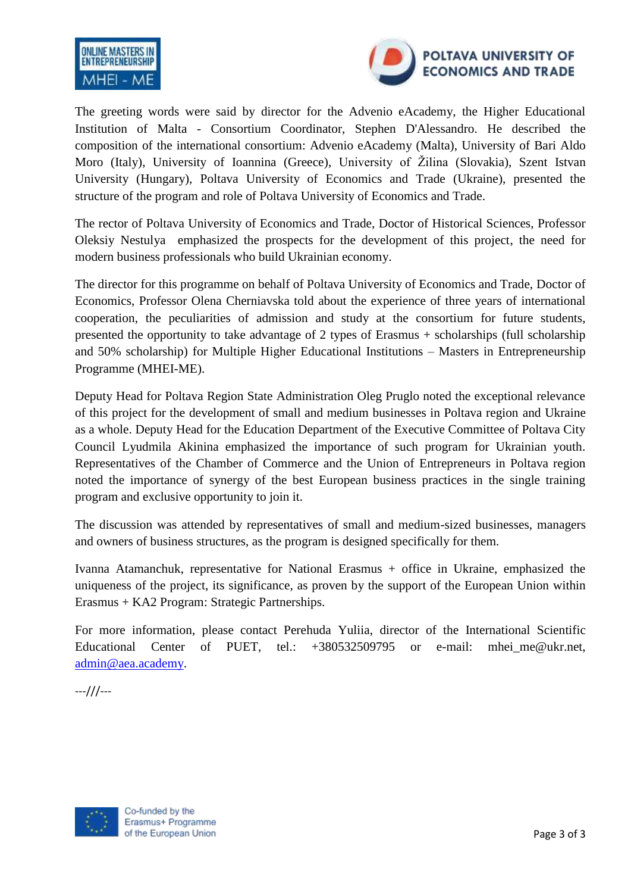The greeting words were said by director for the Advenio eAcademy, the Higher Educational Institution of Malta - Consortium Coordinator, Stephen D'Alessandro. He described the composition of the international consortium: Advenio eAcademy (Malta), University of Bari Aldo Moro (Italy), University of Ioannina (Greece), University of Žilina (Slovakia), Szent Istvan University (Hungary), Poltava University of Economics and Trade (Ukraine), presented the structure of the program and role of Poltava University of Economics and Trade.

The rector of Poltava University of Economics and Trade, Doctor of Historical Sciences, Professor Oleksiy Nestulya emphasized the prospects for the development of this project, the need for modern business professionals who build Ukrainian economy.

The director for this programme on behalf of Poltava University of Economics and Trade, Doctor of Economics, Professor Olena Cherniavska told about the experience of three years of international cooperation, the peculiarities of admission and study at the consortium for future students, presented the opportunity to take advantage of 2 types of Erasmus + scholarships (full scholarship and 50% scholarship) for Multiple Higher Educational Institutions – Masters in Entrepreneurship Programme (MHEI-ME).

Deputy Head for Poltava Region State Administration Oleg Pruglo noted the exceptional relevance of this project for the development of small and medium businesses in Poltava region and Ukraine as a whole. Deputy Head for the Education Department of the Executive Committee of Poltava City Council Lyudmila Akinina emphasized the importance of such program for Ukrainian youth. Representatives of the Chamber of Commerce and the Union of Entrepreneurs in Poltava region noted the importance of synergy of the best European business practices in the single training program and exclusive opportunity to join it.

The discussion was attended by representatives of small and medium-sized businesses, managers and owners of business structures, as the program is designed specifically for them.

Ivanna Atamanchuk, representative for National Erasmus + office in Ukraine, emphasized the uniqueness of the project, its significance, as proven by the support of the European Union within Erasmus + KA2 Program: Strategic Partnerships.

For more information, please contact Perehuda Yuliia, director of the International Scientific Educational Center of PUET, tel.: +380532509795 or e-mail: mhei_me@ukr.net, admin@aea.academy.

---///---

Co-funded by the Erasmus+ Programme of the European Union